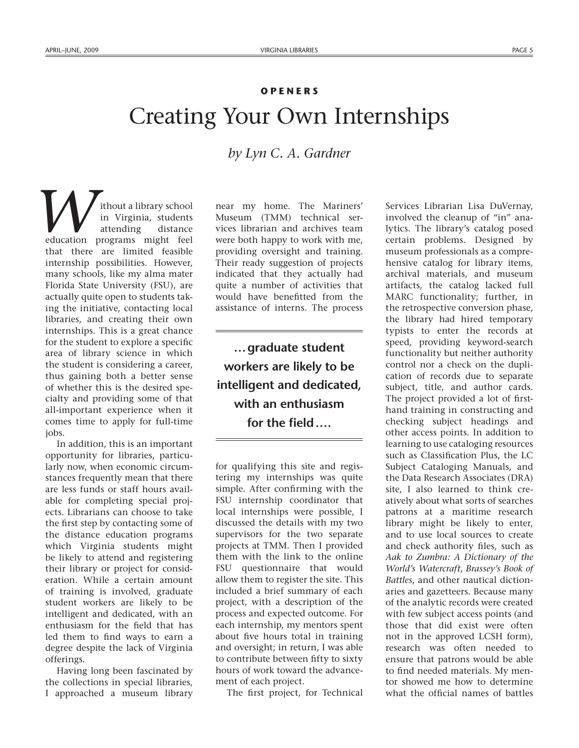**OPENERS**

# Creating Your Own Internships

*by Lyn C. A. Gardner*

Without a library school in Virginia, students attending distance education programs might feel that there are limited feasible internship possibilities. However, many schools, like my alma mater Florida State University (FSU), are actually quite open to students taking the initiative, contacting local libraries, and creating their own internships. This is a great chance for the student to explore a specific area of library science in which the student is considering a career, thus gaining both a better sense of whether this is the desired specialty and providing some of that all-important experience when it comes time to apply for full-time jobs.

In addition, this is an important opportunity for libraries, particularly now, when economic circumstances frequently mean that there are less funds or staff hours available for completing special projects. Librarians can choose to take the first step by contacting some of the distance education programs which Virginia students might be likely to attend and registering their library or project for consideration. While a certain amount of training is involved, graduate student workers are likely to be intelligent and dedicated, with an enthusiasm for the field that has led them to find ways to earn a degree despite the lack of Virginia offerings.

Having long been fascinated by the collections in special libraries, I approached a museum library near my home. The Mariners' Museum (TMM) technical services librarian and archives team were both happy to work with me, providing oversight and training. Their ready suggestion of projects indicated that they actually had quite a number of activities that would have benefitted from the assistance of interns. The process for qualifying this site and registering my internships was quite simple. After confirming with the FSU internship coordinator that local internships were possible, I discussed the details with my two supervisors for the two separate projects at TMM. Then I provided them with the link to the online FSU questionnaire that would allow them to register the site. This included a brief summary of each project, with a description of the process and expected outcome. For each internship, my mentors spent about five hours total in training and oversight; in return, I was able to contribute between fifty to sixty hours of work toward the advancement of each project.

> **…graduate student workers are likely to be intelligent and dedicated, with an enthusiasm for the field….**

The first project, for Technical Services Librarian Lisa DuVernay, involved the cleanup of "in" analytics. The library's catalog posed certain problems. Designed by museum professionals as a comprehensive catalog for library items, archival materials, and museum artifacts, the catalog lacked full MARC functionality; further, in the retrospective conversion phase, the library had hired temporary typists to enter the records at speed, providing keyword-search functionality but neither authority control nor a check on the duplication of records due to separate subject, title, and author cards. The project provided a lot of first-hand training in constructing and checking subject headings and other access points. In addition to learning to use cataloging resources such as Classification Plus, the LC Subject Cataloging Manuals, and the Data Research Associates (DRA) site, I also learned to think creatively about what sorts of searches patrons at a maritime research library might be likely to enter, and to use local sources to create and check authority files, such as *Aak to Zumbra: A Dictionary of the World's Watercraft*, *Brassey's Book of Battles*, and other nautical dictionaries and gazetteers. Because many of the analytic records were created with few subject access points (and those that did exist were often not in the approved LCSH form), research was often needed to ensure that patrons would be able to find needed materials. My mentor showed me how to determine what the official names of battles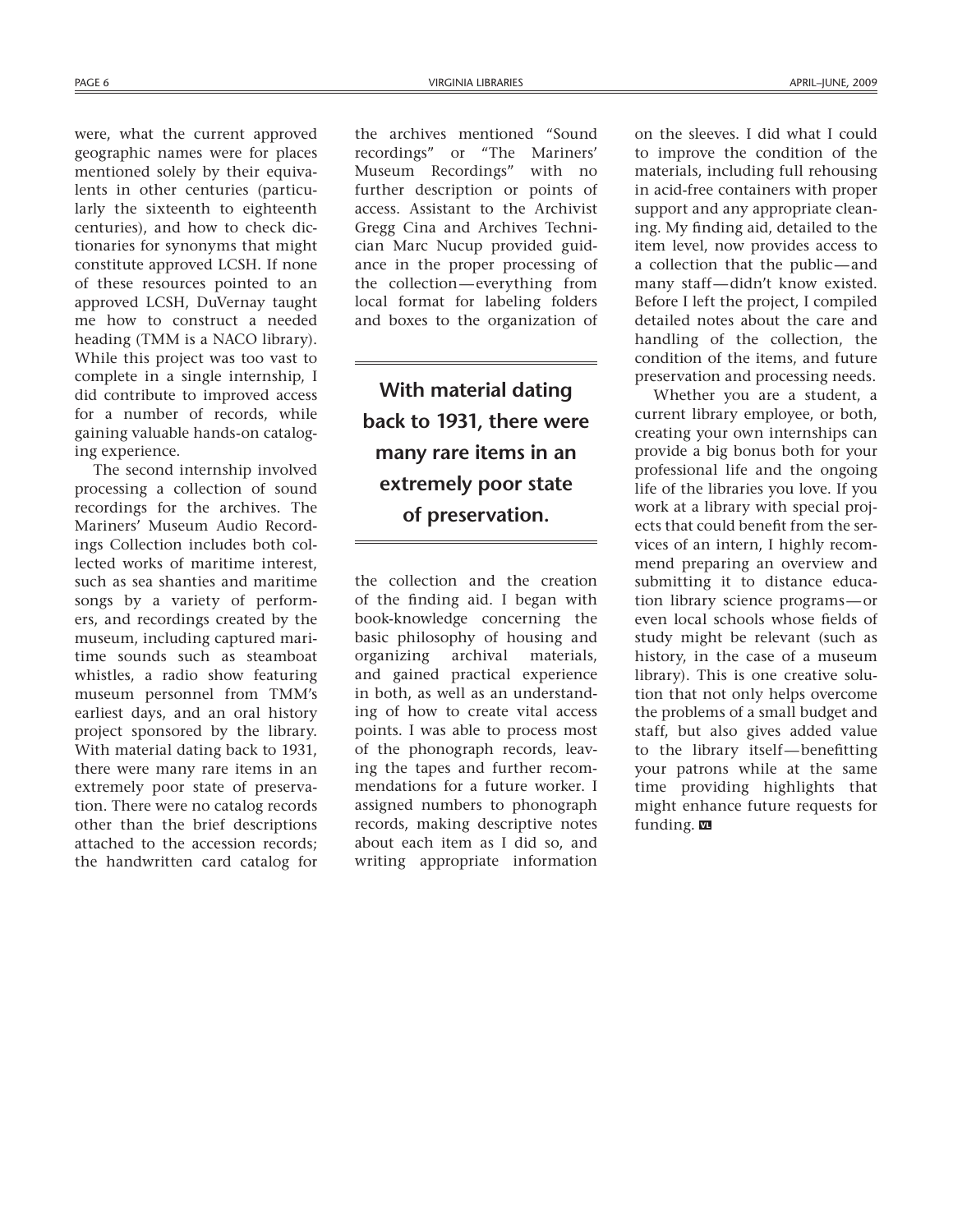were, what the current approved geographic names were for places mentioned solely by their equivalents in other centuries (particularly the sixteenth to eighteenth centuries), and how to check dictionaries for synonyms that might constitute approved LCSH. If none of these resources pointed to an approved LCSH, DuVernay taught me how to construct a needed heading (TMM is a NACO library). While this project was too vast to complete in a single internship, I did contribute to improved access for a number of records, while gaining valuable hands-on cataloging experience.

The second internship involved processing a collection of sound recordings for the archives. The Mariners' Museum Audio Recordings Collection includes both collected works of maritime interest, such as sea shanties and maritime songs by a variety of performers, and recordings created by the museum, including captured maritime sounds such as steamboat whistles, a radio show featuring museum personnel from TMM's earliest days, and an oral history project sponsored by the library. With material dating back to 1931, there were many rare items in an extremely poor state of preservation. There were no catalog records other than the brief descriptions attached to the accession records; the handwritten card catalog for the archives mentioned "Sound recordings" or "The Mariners' Museum Recordings" with no further description or points of access. Assistant to the Archivist Gregg Cina and Archives Technician Marc Nucup provided guidance in the proper processing of the collection—everything from local format for labeling folders and boxes to the organization of the collection and the creation of the finding aid. I began with book-knowledge concerning the basic philosophy of housing and organizing archival materials, and gained practical experience in both, as well as an understanding of how to create vital access points. I was able to process most of the phonograph records, leaving the tapes and further recommendations for a future worker. I assigned numbers to phonograph records, making descriptive notes about each item as I did so, and writing appropriate information on the sleeves. I did what I could to improve the condition of the materials, including full rehousing in acid-free containers with proper support and any appropriate cleaning. My finding aid, detailed to the item level, now provides access to a collection that the public—and many staff—didn't know existed. Before I left the project, I compiled detailed notes about the care and handling of the collection, the condition of the items, and future preservation and processing needs.

> **With material dating back to 1931, there were many rare items in an extremely poor state of preservation.**

Whether you are a student, a current library employee, or both, creating your own internships can provide a big bonus both for your professional life and the ongoing life of the libraries you love. If you work at a library with special projects that could benefit from the services of an intern, I highly recommend preparing an overview and submitting it to distance education library science programs—or even local schools whose fields of study might be relevant (such as history, in the case of a museum library). This is one creative solution that not only helps overcome the problems of a small budget and staff, but also gives added value to the library itself—benefitting your patrons while at the same time providing highlights that might enhance future requests for funding. VL